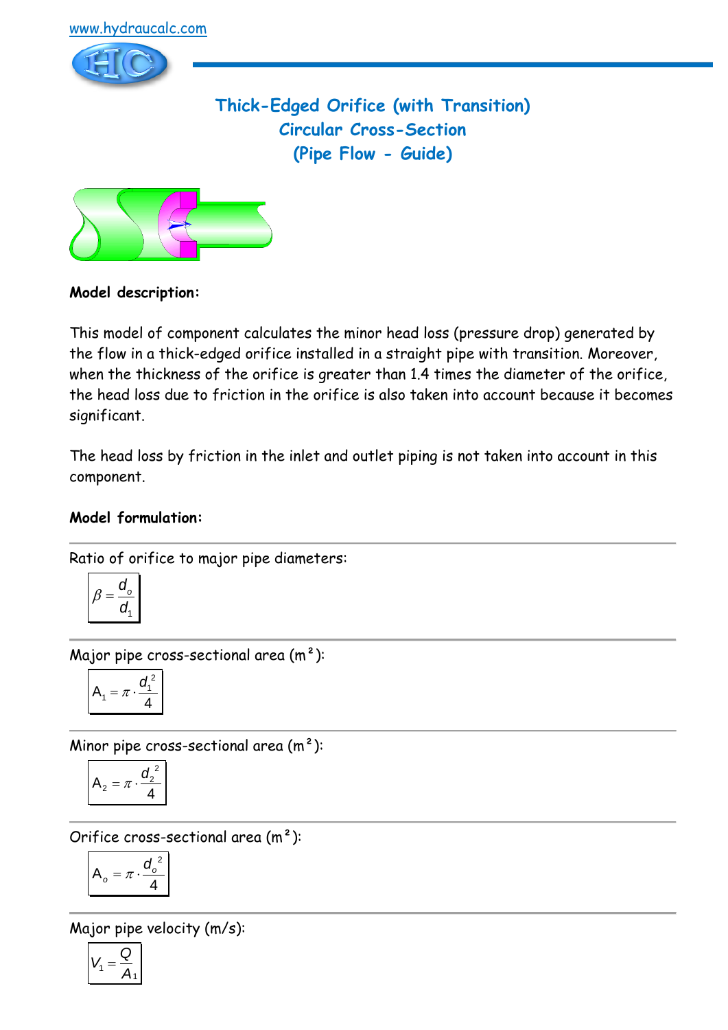www.hydraucalc.com

# Thick-Edged Orifice (with Transition)
## Circular Cross-Section
## (Pipe Flow - Guide)

**Model description:**

This model of component calculates the minor head loss (pressure drop) generated by the flow in a thick-edged orifice installed in a straight pipe with transition. Moreover, when the thickness of the orifice is greater than 1.4 times the diameter of the orifice, the head loss due to friction in the orifice is also taken into account because it becomes significant.

The head loss by friction in the inlet and outlet piping is not taken into account in this component.

**Model formulation:**

---

Ratio of orifice to major pipe diameters:

$$\beta = \frac{d_o}{d_1}$$

---

Major pipe cross-sectional area (m²):

$$A_1 = \pi \cdot \frac{d_1^{\,2}}{4}$$

---

Minor pipe cross-sectional area (m²):

$$A_2 = \pi \cdot \frac{d_2^{\,2}}{4}$$

---

Orifice cross-sectional area (m²):

$$A_o = \pi \cdot \frac{d_o^{\,2}}{4}$$

---

Major pipe velocity (m/s):

$$V_1 = \frac{Q}{A_1}$$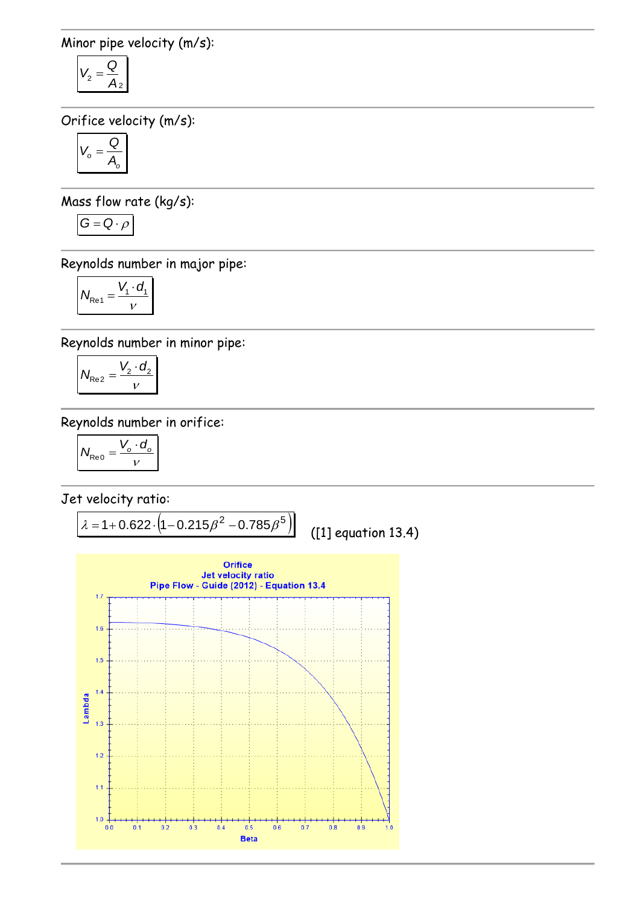Minor pipe velocity (m/s):

$$V_2 = \frac{Q}{A_2}$$

Orifice velocity (m/s):

$$V_o = \frac{Q}{A_o}$$

Mass flow rate (kg/s):

$$G = Q \cdot \rho$$

Reynolds number in major pipe:

$$N_{\text{Re}1} = \frac{V_1 \cdot d_1}{\nu}$$

Reynolds number in minor pipe:

$$N_{\text{Re}2} = \frac{V_2 \cdot d_2}{\nu}$$

Reynolds number in orifice:

$$N_{\text{Re}0} = \frac{V_o \cdot d_o}{\nu}$$

Jet velocity ratio:

$$\lambda = 1 + 0.622 \cdot \left(1 - 0.215\beta^2 - 0.785\beta^5\right)$$

([1] equation 13.4)

Orifice
Jet velocity ratio
Pipe Flow - Guide (2012) - Equation 13.4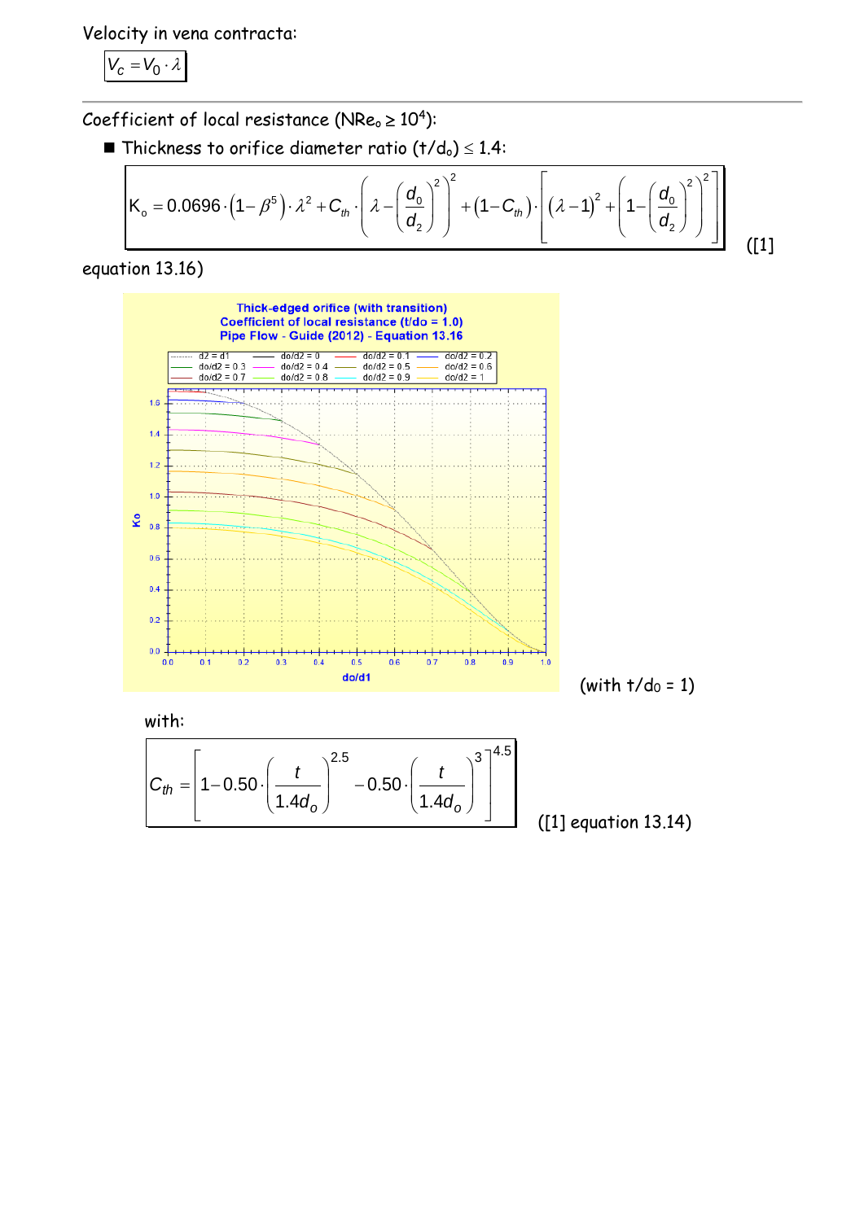Velocity in vena contracta:

$$V_c = V_0 \cdot \lambda$$

Coefficient of local resistance ($NRe_o \geq 10^4$):

- Thickness to orifice diameter ratio $(t/d_o) \leq 1.4$:

$$K_o = 0.0696 \cdot \left(1-\beta^5\right) \cdot \lambda^2 + C_{th} \cdot \left(\lambda - \left(\frac{d_0}{d_2}\right)^2\right)^2 + \left(1 - C_{th}\right) \cdot \left[\left(\lambda - 1\right)^2 + \left(1 - \left(\frac{d_0}{d_2}\right)^2\right)^2\right]$$

([1] equation 13.16)

(with $t/d_0 = 1$)

with:

$$C_{th} = \left[1 - 0.50 \cdot \left(\frac{t}{1.4 d_o}\right)^{2.5} - 0.50 \cdot \left(\frac{t}{1.4 d_o}\right)^3\right]^{4.5}$$

([1] equation 13.14)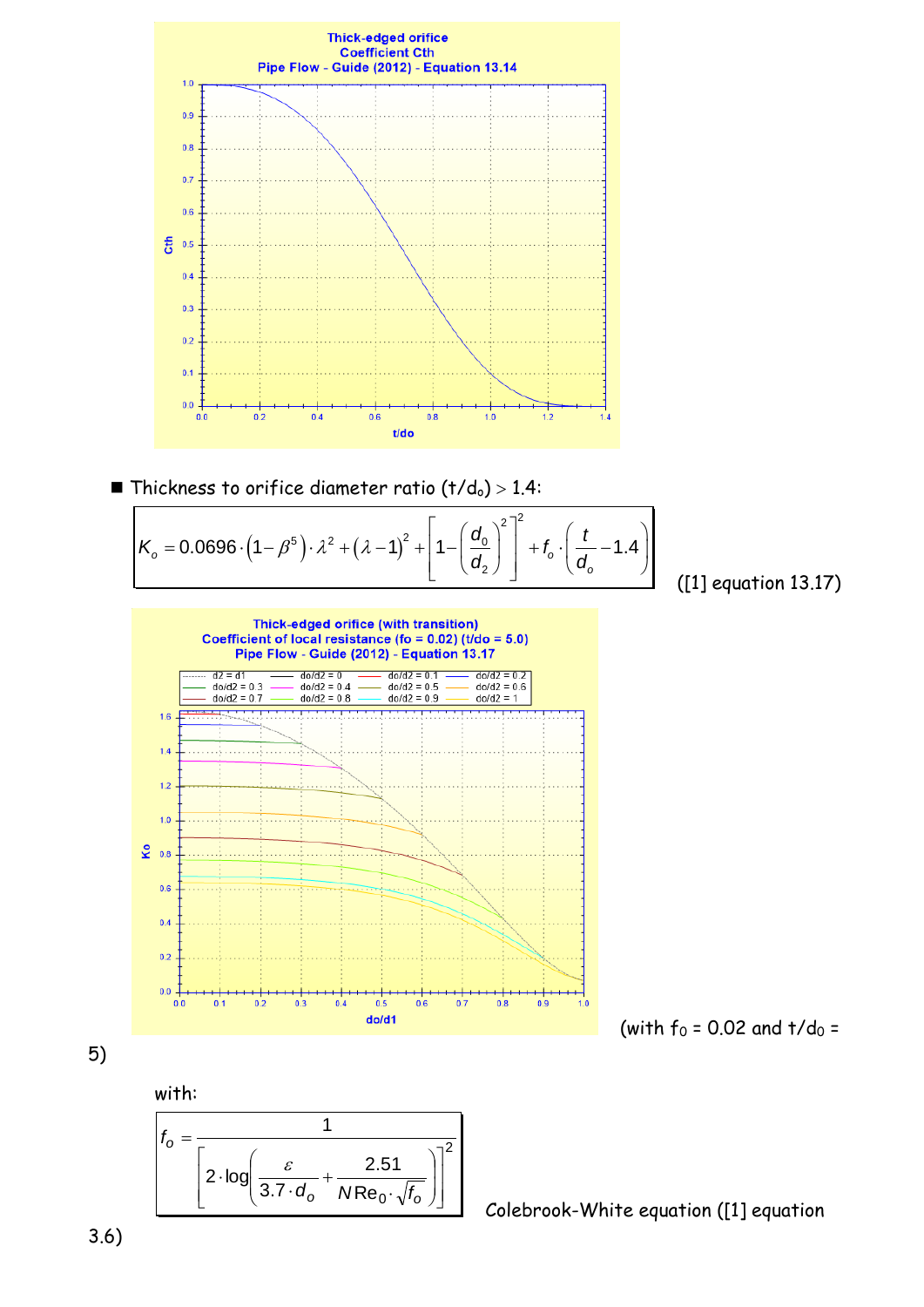- Thickness to orifice diameter ratio $(t/d_o) > 1.4$:

$$K_o = 0.0696 \cdot \left(1-\beta^5\right)\cdot\lambda^2 + \left(\lambda-1\right)^2 + \left[1-\left(\frac{d_0}{d_2}\right)^2\right]^2 + f_o \cdot \left(\frac{t}{d_o} - 1.4\right)$$

([1] equation 13.17)

(with $f_0$ = 0.02 and $t/d_0$ = 5)

with:

$$f_o = \frac{1}{\left[2\cdot\log\left(\frac{\varepsilon}{3.7\cdot d_o} + \frac{2.51}{N\mathrm{Re}_0\cdot\sqrt{f_o}}\right)\right]^2}$$

Colebrook-White equation ([1] equation 3.6)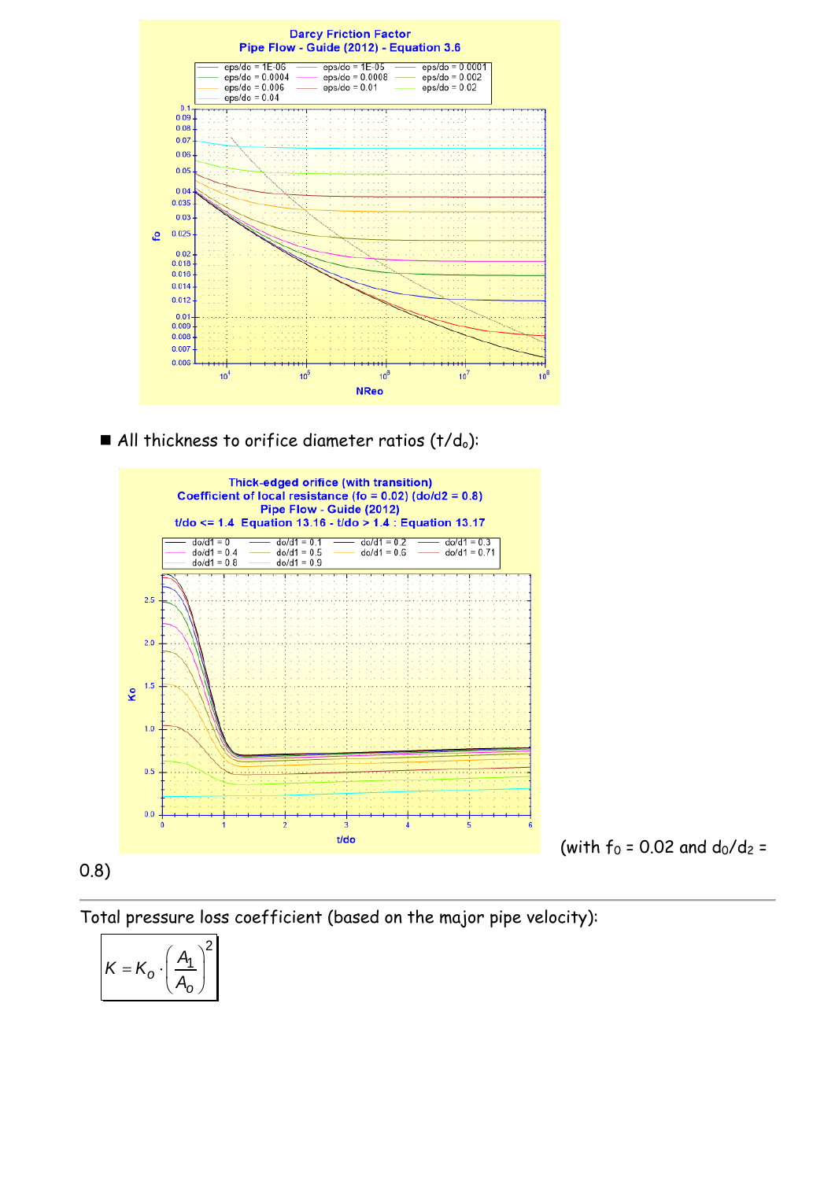■ All thickness to orifice diameter ratios ($t/d_o$):

(with $f_0$ = 0.02 and $d_0/d_2$ = 0.8)

---

Total pressure loss coefficient (based on the major pipe velocity):

$$K = K_o \cdot \left(\frac{A_1}{A_o}\right)^2$$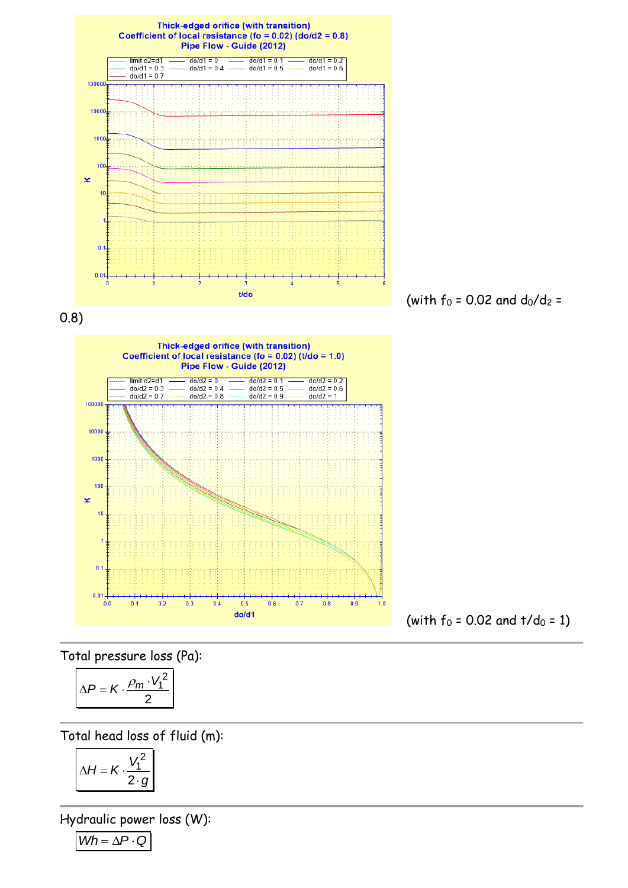(with $f_0$ = 0.02 and $d_0/d_2$ = 0.8)

(with $f_0$ = 0.02 and $t/d_0$ = 1)

Total pressure loss (Pa):

$$\Delta P = K \cdot \frac{\rho_m \cdot V_1^2}{2}$$

Total head loss of fluid (m):

$$\Delta H = K \cdot \frac{V_1^2}{2 \cdot g}$$

Hydraulic power loss (W):

$$Wh = \Delta P \cdot Q$$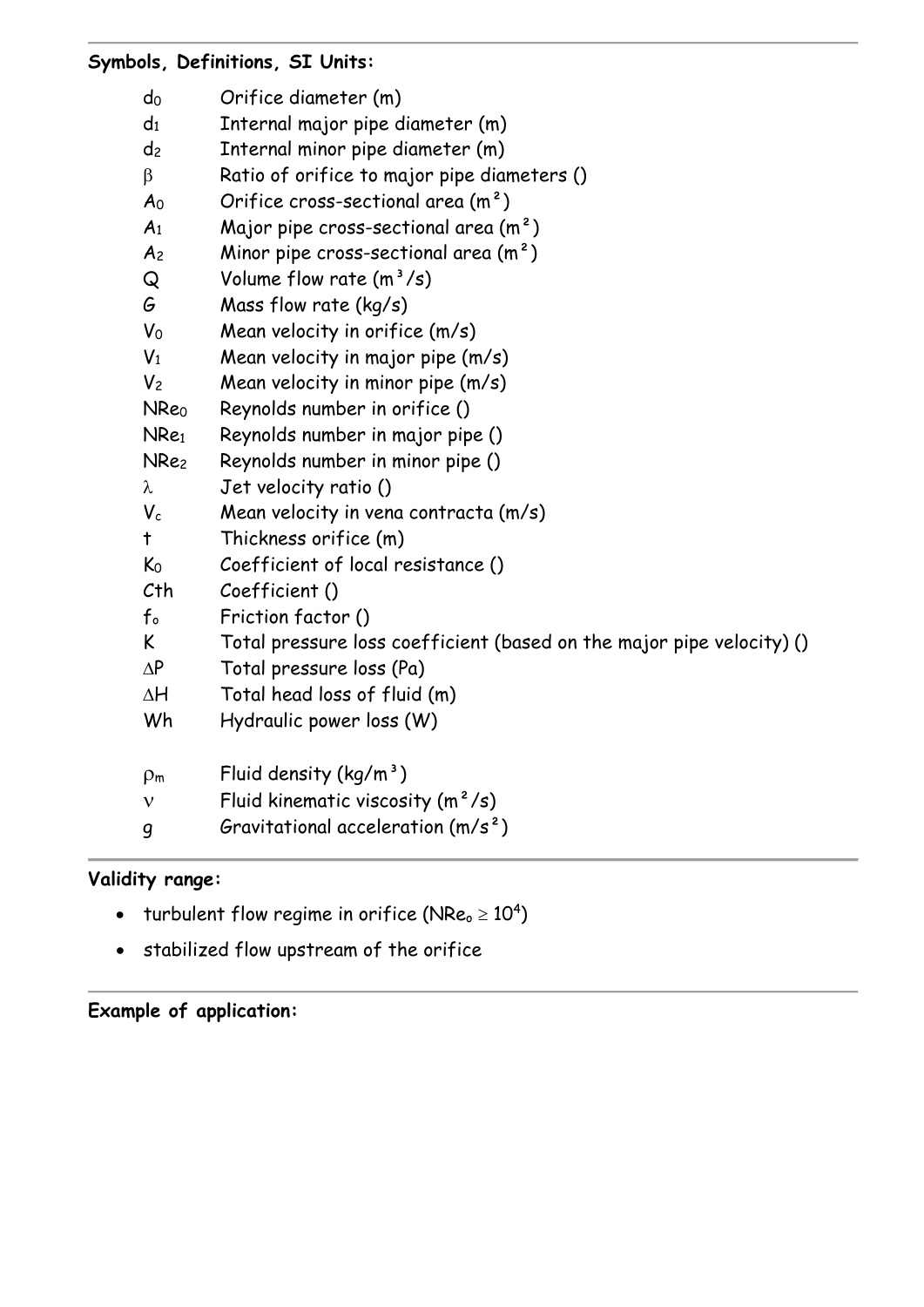**Symbols, Definitions, SI Units:**

| | |
|---|---|
| $d_0$ | Orifice diameter (m) |
| $d_1$ | Internal major pipe diameter (m) |
| $d_2$ | Internal minor pipe diameter (m) |
| $\beta$ | Ratio of orifice to major pipe diameters () |
| $A_0$ | Orifice cross-sectional area (m²) |
| $A_1$ | Major pipe cross-sectional area (m²) |
| $A_2$ | Minor pipe cross-sectional area (m²) |
| $Q$ | Volume flow rate (m³/s) |
| $G$ | Mass flow rate (kg/s) |
| $V_0$ | Mean velocity in orifice (m/s) |
| $V_1$ | Mean velocity in major pipe (m/s) |
| $V_2$ | Mean velocity in minor pipe (m/s) |
| $NRe_0$ | Reynolds number in orifice () |
| $NRe_1$ | Reynolds number in major pipe () |
| $NRe_2$ | Reynolds number in minor pipe () |
| $\lambda$ | Jet velocity ratio () |
| $V_c$ | Mean velocity in vena contracta (m/s) |
| $t$ | Thickness orifice (m) |
| $K_0$ | Coefficient of local resistance () |
| $Cth$ | Coefficient () |
| $f_o$ | Friction factor () |
| $K$ | Total pressure loss coefficient (based on the major pipe velocity) () |
| $\Delta P$ | Total pressure loss (Pa) |
| $\Delta H$ | Total head loss of fluid (m) |
| $Wh$ | Hydraulic power loss (W) |
| $\rho_m$ | Fluid density (kg/m³) |
| $\nu$ | Fluid kinematic viscosity (m²/s) |
| $g$ | Gravitational acceleration (m/s²) |

**Validity range:**

- turbulent flow regime in orifice ($NRe_o \geq 10^4$)
- stabilized flow upstream of the orifice

**Example of application:**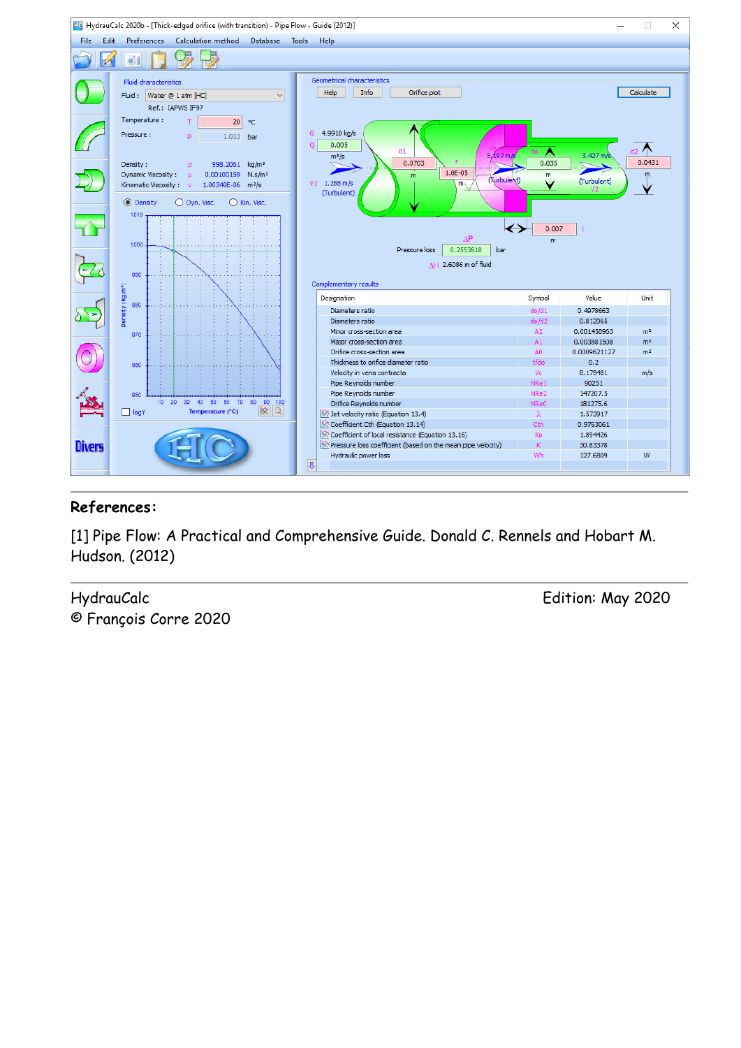HydrauCalc 2020b - [Thick-edged orifice (with transition) - Pipe Flow - Guide (2012)]

File Edit Preferences Calculation method Database Tools Help

**Fluid characteristics**

Fluid : Water @ 1 atm [HC]

Ref.: IAPWS IF97

Temperature : T 20 °C

Pressure : P 1.013 bar

Density : ρ 998.2061 kg/m³

Dynamic Viscosity : μ 0.00100159 N.s/m²

Kinematic Viscosity : ν 1.00340E-06 m²/s

Density Dyn. Visc. Kin. Visc.

1010
1000
990
980
970
960
950

Density (kg/m³)

10 20 30 40 50 60 70 80 90 100

Temperature (°C)

logY

**Geometrical characteristics**

Help Info Orifice plot Calculate

G 4.9910 kg/s

Q 0.005 m³/s

V1 1.288 m/s (Turbulent)

d1 0.0703 m

s 1.0E-05 m

Vc 5.197 m/s (Turbulent)

do 0.035 m

d2 0.0431 m

3.427 m/s (Turbulent) V2

t 0.007 m

ΔP Pressure loss 0.2553618 bar

ΔH 2.6086 m of fluid

**Complementary results**

| Designation | Symbol | Value | Unit |
|---|---|---|---|
| Diameters ratio | do/d1 | 0.4978663 | |
| Diameters ratio | do/d2 | 0.812065 | |
| Minor cross-section area | A2 | 0.001458963 | m² |
| Major cross-section area | A1 | 0.003881508 | m² |
| Orifice cross-section area | A0 | 0.0009621127 | m² |
| Thickness to orifice diameter ratio | t/do | 0.2 | |
| Velocity in vena contracta | Vc | 5.179481 | m/s |
| Pipe Reynolds number | NRe1 | 90251 | |
| Pipe Reynolds number | NRe2 | 147207.5 | |
| Orifice Reynolds number | NRe0 | 181275.6 | |
| Jet velocity ratio (Equation 13.4) | λ | 1.573917 | |
| Coefficient Cth (Equation 13.14) | Cth | 0.9763061 | |
| Coefficient of local resistance (Equation 13.15) | Ko | 1.894426 | |
| Pressure loss coefficient (based on the mean pipe velocity) | K | 30.83378 | |
| Hydraulic power loss | Wh | 127.6809 | W |

**References:**

[1] Pipe Flow: A Practical and Comprehensive Guide. Donald C. Rennels and Hobart M. Hudson. (2012)

HydrauCalc
© François Corre 2020

Edition: May 2020